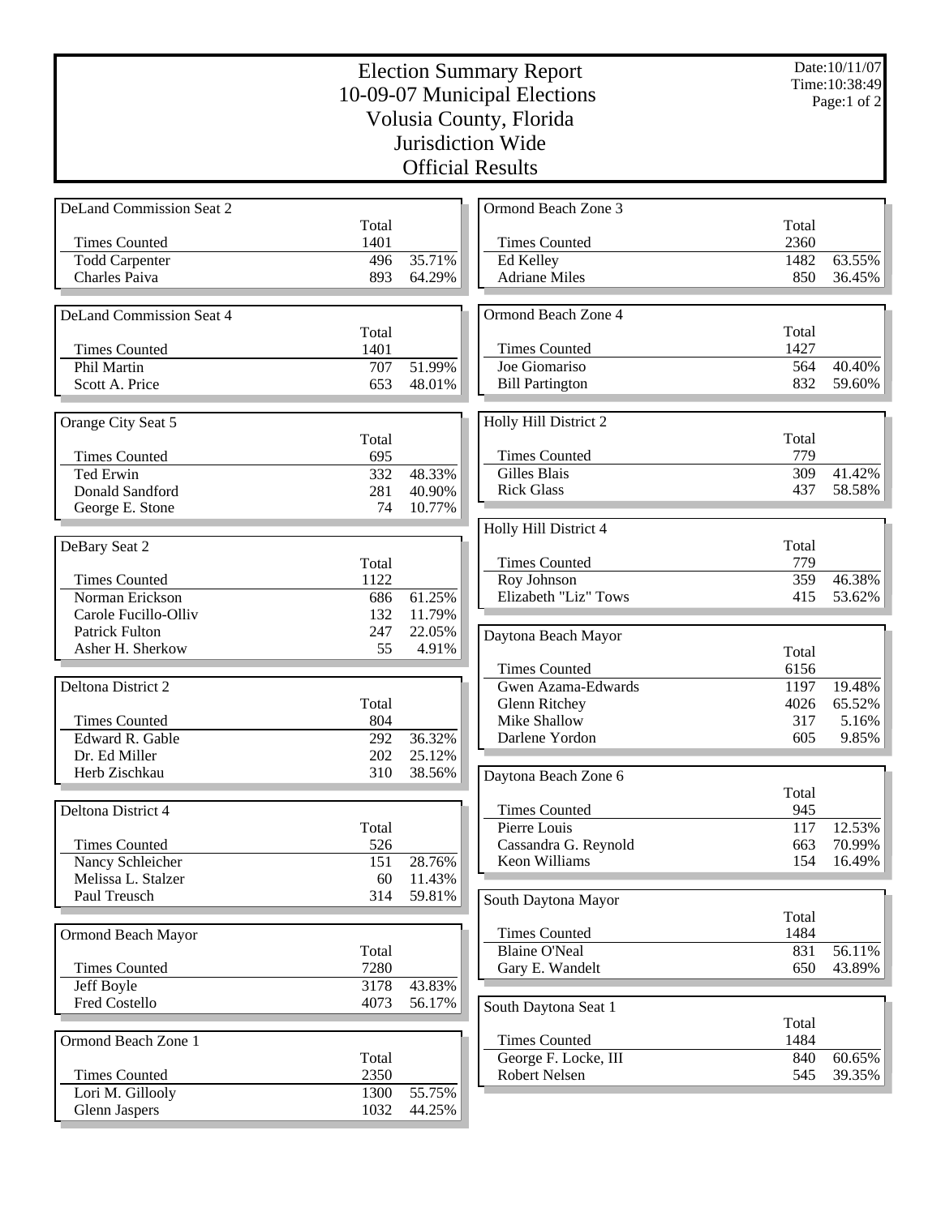# Election Summary Report

# 10-09-07 Municipal Elections

# Volusia County, Florida

# Jurisdiction Wide

# Official Results

Date:10/11/07
Time:10:38:49

### DeLand Commission Seat 2

| | Total | |
|---|---|---|
| Times Counted | 1401 | |
| Todd Carpenter | 496 | 35.71% |
| Charles Paiva | 893 | 64.29% |

### DeLand Commission Seat 4

| | Total | |
|---|---|---|
| Times Counted | 1401 | |
| Phil Martin | 707 | 51.99% |
| Scott A. Price | 653 | 48.01% |

### Orange City Seat 5

| | Total | |
|---|---|---|
| Times Counted | 695 | |
| Ted Erwin | 332 | 48.33% |
| Donald Sandford | 281 | 40.90% |
| George E. Stone | 74 | 10.77% |

### DeBary Seat 2

| | Total | |
|---|---|---|
| Times Counted | 1122 | |
| Norman Erickson | 686 | 61.25% |
| Carole Fucillo-Olliv | 132 | 11.79% |
| Patrick Fulton | 247 | 22.05% |
| Asher H. Sherkow | 55 | 4.91% |

### Deltona District 2

| | Total | |
|---|---|---|
| Times Counted | 804 | |
| Edward R. Gable | 292 | 36.32% |
| Dr. Ed Miller | 202 | 25.12% |
| Herb Zischkau | 310 | 38.56% |

### Deltona District 4

| | Total | |
|---|---|---|
| Times Counted | 526 | |
| Nancy Schleicher | 151 | 28.76% |
| Melissa L. Stalzer | 60 | 11.43% |
| Paul Treusch | 314 | 59.81% |

### Ormond Beach Mayor

| | Total | |
|---|---|---|
| Times Counted | 7280 | |
| Jeff Boyle | 3178 | 43.83% |
| Fred Costello | 4073 | 56.17% |

### Ormond Beach Zone 1

| | Total | |
|---|---|---|
| Times Counted | 2350 | |
| Lori M. Gillooly | 1300 | 55.75% |
| Glenn Jaspers | 1032 | 44.25% |

### Ormond Beach Zone 3

| | Total | |
|---|---|---|
| Times Counted | 2360 | |
| Ed Kelley | 1482 | 63.55% |
| Adriane Miles | 850 | 36.45% |

### Ormond Beach Zone 4

| | Total | |
|---|---|---|
| Times Counted | 1427 | |
| Joe Giomariso | 564 | 40.40% |
| Bill Partington | 832 | 59.60% |

### Holly Hill District 2

| | Total | |
|---|---|---|
| Times Counted | 779 | |
| Gilles Blais | 309 | 41.42% |
| Rick Glass | 437 | 58.58% |

### Holly Hill District 4

| | Total | |
|---|---|---|
| Times Counted | 779 | |
| Roy Johnson | 359 | 46.38% |
| Elizabeth "Liz" Tows | 415 | 53.62% |

### Daytona Beach Mayor

| | Total | |
|---|---|---|
| Times Counted | 6156 | |
| Gwen Azama-Edwards | 1197 | 19.48% |
| Glenn Ritchey | 4026 | 65.52% |
| Mike Shallow | 317 | 5.16% |
| Darlene Yordon | 605 | 9.85% |

### Daytona Beach Zone 6

| | Total | |
|---|---|---|
| Times Counted | 945 | |
| Pierre Louis | 117 | 12.53% |
| Cassandra G. Reynold | 663 | 70.99% |
| Keon Williams | 154 | 16.49% |

### South Daytona Mayor

| | Total | |
|---|---|---|
| Times Counted | 1484 | |
| Blaine O'Neal | 831 | 56.11% |
| Gary E. Wandelt | 650 | 43.89% |

### South Daytona Seat 1

| | Total | |
|---|---|---|
| Times Counted | 1484 | |
| George F. Locke, III | 840 | 60.65% |
| Robert Nelsen | 545 | 39.35% |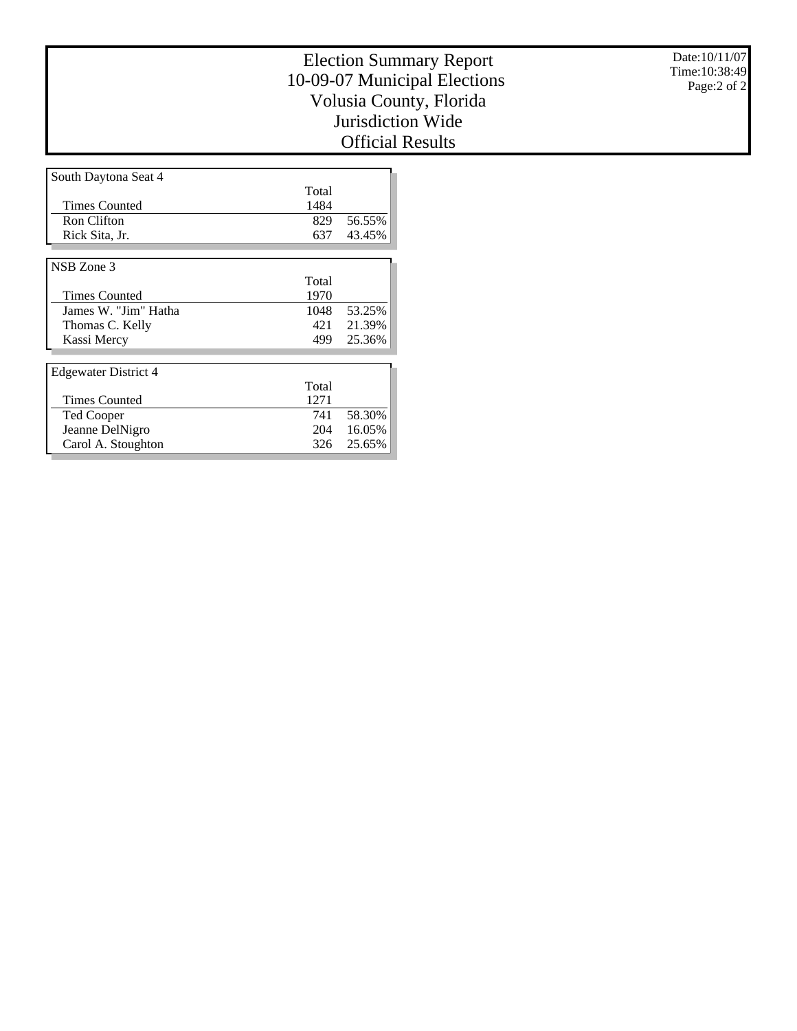# Election Summary Report
## 10-09-07 Municipal Elections
## Volusia County, Florida
## Jurisdiction Wide
## Official Results

Date:10/11/07
Time:10:38:49

| South Daytona Seat 4 | Total | |
|---|---|---|
| Times Counted | 1484 | |
| Ron Clifton | 829 | 56.55% |
| Rick Sita, Jr. | 637 | 43.45% |

| NSB Zone 3 | Total | |
|---|---|---|
| Times Counted | 1970 | |
| James W. "Jim" Hatha | 1048 | 53.25% |
| Thomas C. Kelly | 421 | 21.39% |
| Kassi Mercy | 499 | 25.36% |

| Edgewater District 4 | Total | |
|---|---|---|
| Times Counted | 1271 | |
| Ted Cooper | 741 | 58.30% |
| Jeanne DelNigro | 204 | 16.05% |
| Carol A. Stoughton | 326 | 25.65% |